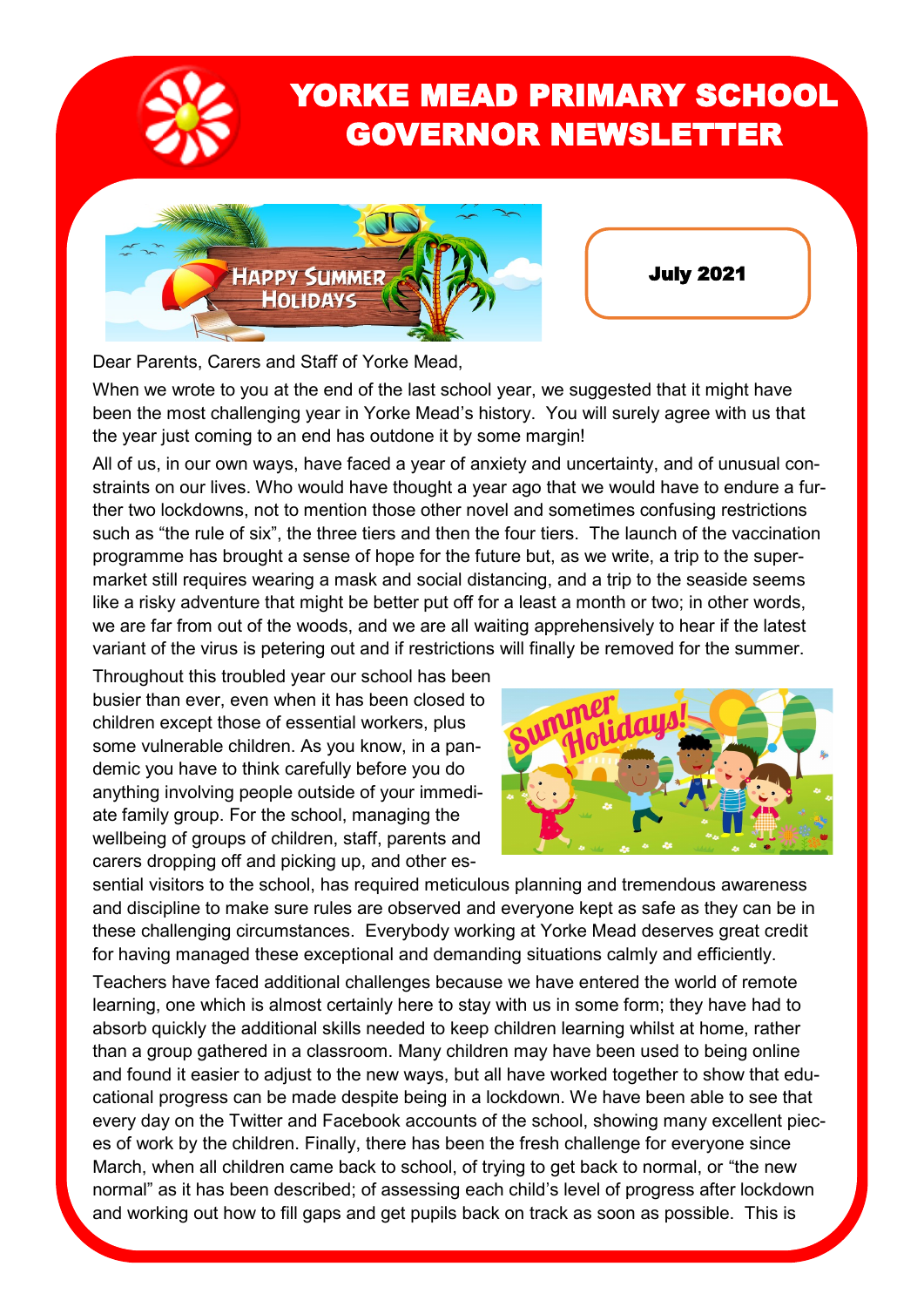# YORKE MEAD PRIMARY SCHOOL GOVERNOR NEWSLETTER

**July 2021**

Dear Parents, Carers and Staff of Yorke Mead,

When we wrote to you at the end of the last school year, we suggested that it might have been the most challenging year in Yorke Mead's history. You will surely agree with us that the year just coming to an end has outdone it by some margin!

All of us, in our own ways, have faced a year of anxiety and uncertainty, and of unusual constraints on our lives. Who would have thought a year ago that we would have to endure a further two lockdowns, not to mention those other novel and sometimes confusing restrictions such as "the rule of six", the three tiers and then the four tiers. The launch of the vaccination programme has brought a sense of hope for the future but, as we write, a trip to the supermarket still requires wearing a mask and social distancing, and a trip to the seaside seems like a risky adventure that might be better put off for a least a month or two; in other words, we are far from out of the woods, and we are all waiting apprehensively to hear if the latest variant of the virus is petering out and if restrictions will finally be removed for the summer.

Throughout this troubled year our school has been busier than ever, even when it has been closed to children except those of essential workers, plus some vulnerable children. As you know, in a pandemic you have to think carefully before you do anything involving people outside of your immediate family group. For the school, managing the wellbeing of groups of children, staff, parents and carers dropping off and picking up, and other essential visitors to the school, has required meticulous planning and tremendous awareness and discipline to make sure rules are observed and everyone kept as safe as they can be in these challenging circumstances. Everybody working at Yorke Mead deserves great credit for having managed these exceptional and demanding situations calmly and efficiently.

Teachers have faced additional challenges because we have entered the world of remote learning, one which is almost certainly here to stay with us in some form; they have had to absorb quickly the additional skills needed to keep children learning whilst at home, rather than a group gathered in a classroom. Many children may have been used to being online and found it easier to adjust to the new ways, but all have worked together to show that educational progress can be made despite being in a lockdown. We have been able to see that every day on the Twitter and Facebook accounts of the school, showing many excellent pieces of work by the children. Finally, there has been the fresh challenge for everyone since March, when all children came back to school, of trying to get back to normal, or "the new normal" as it has been described; of assessing each child's level of progress after lockdown and working out how to fill gaps and get pupils back on track as soon as possible. This is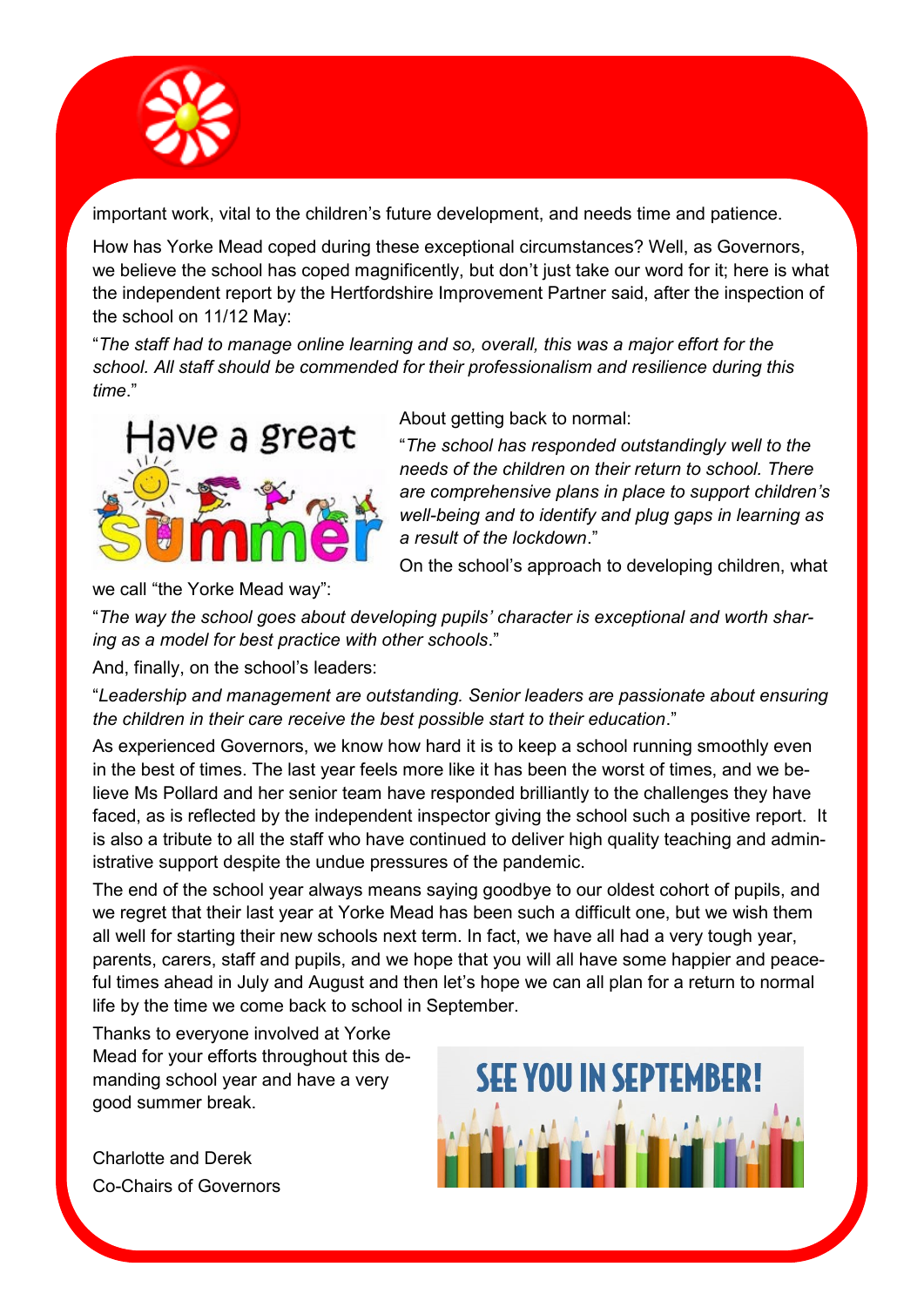important work, vital to the children's future development, and needs time and patience.

How has Yorke Mead coped during these exceptional circumstances? Well, as Governors, we believe the school has coped magnificently, but don't just take our word for it; here is what the independent report by the Hertfordshire Improvement Partner said, after the inspection of the school on 11/12 May:

"*The staff had to manage online learning and so, overall, this was a major effort for the school. All staff should be commended for their professionalism and resilience during this time*."

About getting back to normal:

"*The school has responded outstandingly well to the needs of the children on their return to school. There are comprehensive plans in place to support children's well-being and to identify and plug gaps in learning as a result of the lockdown*."

On the school's approach to developing children, what we call "the Yorke Mead way":

"*The way the school goes about developing pupils' character is exceptional and worth sharing as a model for best practice with other schools*."

And, finally, on the school's leaders:

"*Leadership and management are outstanding. Senior leaders are passionate about ensuring the children in their care receive the best possible start to their education*."

As experienced Governors, we know how hard it is to keep a school running smoothly even in the best of times. The last year feels more like it has been the worst of times, and we believe Ms Pollard and her senior team have responded brilliantly to the challenges they have faced, as is reflected by the independent inspector giving the school such a positive report. It is also a tribute to all the staff who have continued to deliver high quality teaching and administrative support despite the undue pressures of the pandemic.

The end of the school year always means saying goodbye to our oldest cohort of pupils, and we regret that their last year at Yorke Mead has been such a difficult one, but we wish them all well for starting their new schools next term. In fact, we have all had a very tough year, parents, carers, staff and pupils, and we hope that you will all have some happier and peaceful times ahead in July and August and then let's hope we can all plan for a return to normal life by the time we come back to school in September.

Thanks to everyone involved at Yorke Mead for your efforts throughout this demanding school year and have a very good summer break.

Charlotte and Derek
Co-Chairs of Governors